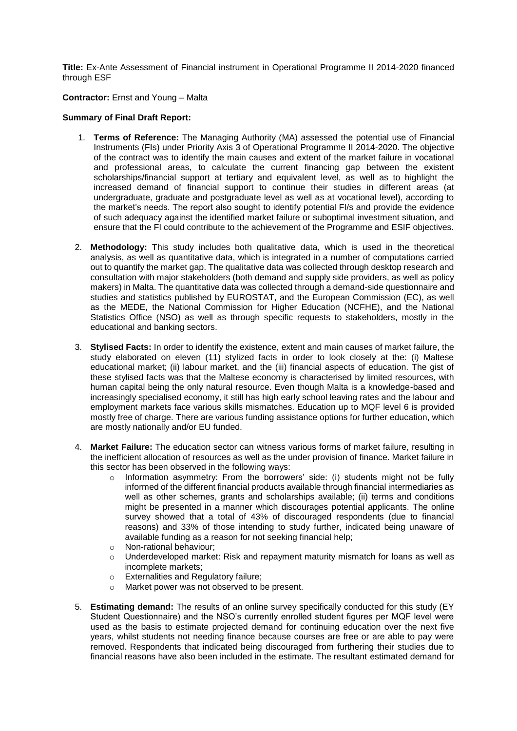**Title:** Ex-Ante Assessment of Financial instrument in Operational Programme II 2014-2020 financed through ESF

**Contractor:** Ernst and Young – Malta

**Summary of Final Draft Report:**

1. **Terms of Reference:** The Managing Authority (MA) assessed the potential use of Financial Instruments (FIs) under Priority Axis 3 of Operational Programme II 2014-2020. The objective of the contract was to identify the main causes and extent of the market failure in vocational and professional areas, to calculate the current financing gap between the existent scholarships/financial support at tertiary and equivalent level, as well as to highlight the increased demand of financial support to continue their studies in different areas (at undergraduate, graduate and postgraduate level as well as at vocational level), according to the market's needs. The report also sought to identify potential FI/s and provide the evidence of such adequacy against the identified market failure or suboptimal investment situation, and ensure that the FI could contribute to the achievement of the Programme and ESIF objectives.

2. **Methodology:** This study includes both qualitative data, which is used in the theoretical analysis, as well as quantitative data, which is integrated in a number of computations carried out to quantify the market gap. The qualitative data was collected through desktop research and consultation with major stakeholders (both demand and supply side providers, as well as policy makers) in Malta. The quantitative data was collected through a demand-side questionnaire and studies and statistics published by EUROSTAT, and the European Commission (EC), as well as the MEDE, the National Commission for Higher Education (NCFHE), and the National Statistics Office (NSO) as well as through specific requests to stakeholders, mostly in the educational and banking sectors.

3. **Stylised Facts:** In order to identify the existence, extent and main causes of market failure, the study elaborated on eleven (11) stylized facts in order to look closely at the: (i) Maltese educational market; (ii) labour market, and the (iii) financial aspects of education. The gist of these stylised facts was that the Maltese economy is characterised by limited resources, with human capital being the only natural resource. Even though Malta is a knowledge-based and increasingly specialised economy, it still has high early school leaving rates and the labour and employment markets face various skills mismatches. Education up to MQF level 6 is provided mostly free of charge. There are various funding assistance options for further education, which are mostly nationally and/or EU funded.

4. **Market Failure:** The education sector can witness various forms of market failure, resulting in the inefficient allocation of resources as well as the under provision of finance. Market failure in this sector has been observed in the following ways:
   - Information asymmetry: From the borrowers' side: (i) students might not be fully informed of the different financial products available through financial intermediaries as well as other schemes, grants and scholarships available; (ii) terms and conditions might be presented in a manner which discourages potential applicants. The online survey showed that a total of 43% of discouraged respondents (due to financial reasons) and 33% of those intending to study further, indicated being unaware of available funding as a reason for not seeking financial help;
   - Non-rational behaviour;
   - Underdeveloped market: Risk and repayment maturity mismatch for loans as well as incomplete markets;
   - Externalities and Regulatory failure;
   - Market power was not observed to be present.

5. **Estimating demand:** The results of an online survey specifically conducted for this study (EY Student Questionnaire) and the NSO's currently enrolled student figures per MQF level were used as the basis to estimate projected demand for continuing education over the next five years, whilst students not needing finance because courses are free or are able to pay were removed. Respondents that indicated being discouraged from furthering their studies due to financial reasons have also been included in the estimate. The resultant estimated demand for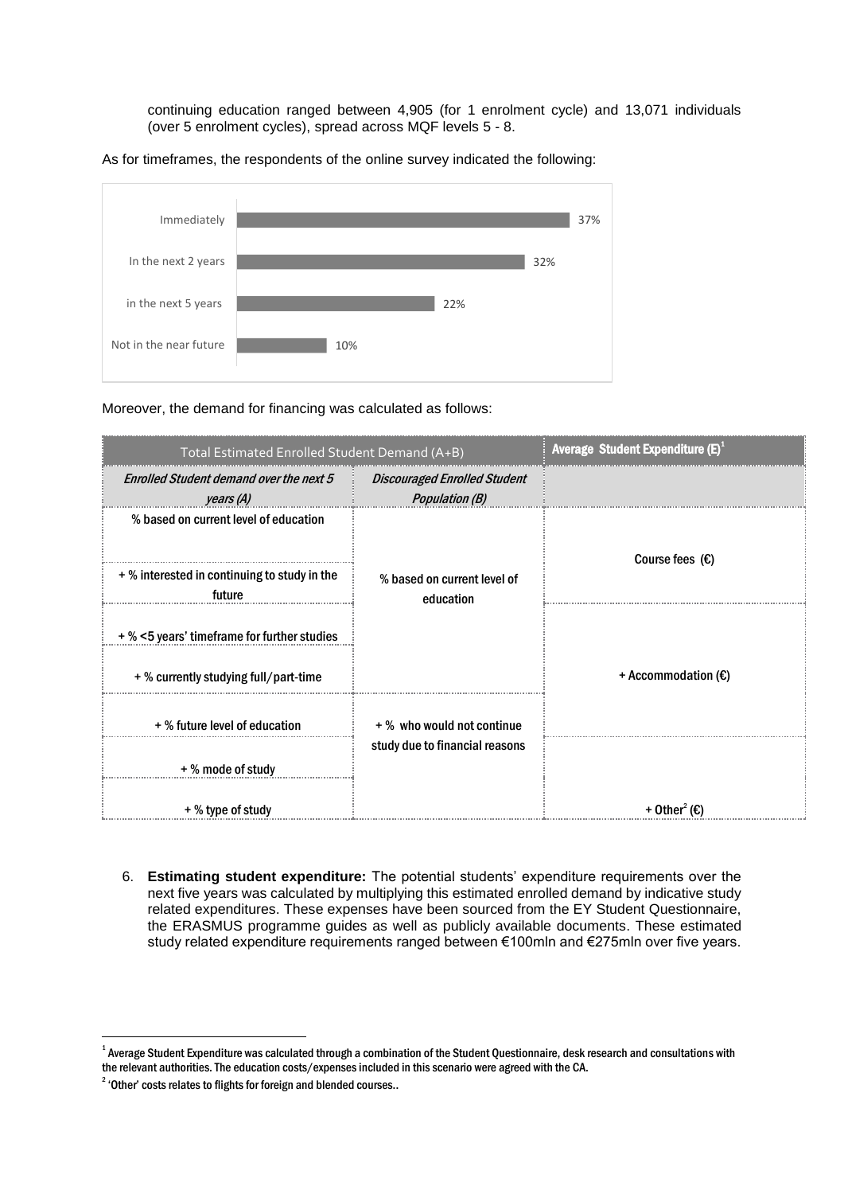continuing education ranged between 4,905 (for 1 enrolment cycle) and 13,071 individuals (over 5 enrolment cycles), spread across MQF levels 5 - 8.

As for timeframes, the respondents of the online survey indicated the following:

| Timeframe | % |
|---|---|
| Immediately | 37% |
| In the next 2 years | 32% |
| in the next 5 years | 22% |
| Not in the near future | 10% |

Moreover, the demand for financing was calculated as follows:

| Total Estimated Enrolled Student Demand (A+B) | | Average Student Expenditure (E)[1] |
|---|---|---|
| *Enrolled Student demand over the next 5 years (A)* | *Discouraged Enrolled Student Population (B)* | |
| % based on current level of education | % based on current level of education | Course fees (€) |
| + % interested in continuing to study in the future | | |
| + % <5 years' timeframe for further studies | | + Accommodation (€) |
| + % currently studying full/part-time | | |
| + % future level of education | + % who would not continue study due to financial reasons | |
| + % mode of study | | + Other[2] (€) |
| + % type of study | | |

6. **Estimating student expenditure:** The potential students' expenditure requirements over the next five years was calculated by multiplying this estimated enrolled demand by indicative study related expenditures. These expenses have been sourced from the EY Student Questionnaire, the ERASMUS programme guides as well as publicly available documents. These estimated study related expenditure requirements ranged between €100mln and €275mln over five years.

[1] Average Student Expenditure was calculated through a combination of the Student Questionnaire, desk research and consultations with the relevant authorities. The education costs/expenses included in this scenario were agreed with the CA.

[2] 'Other' costs relates to flights for foreign and blended courses..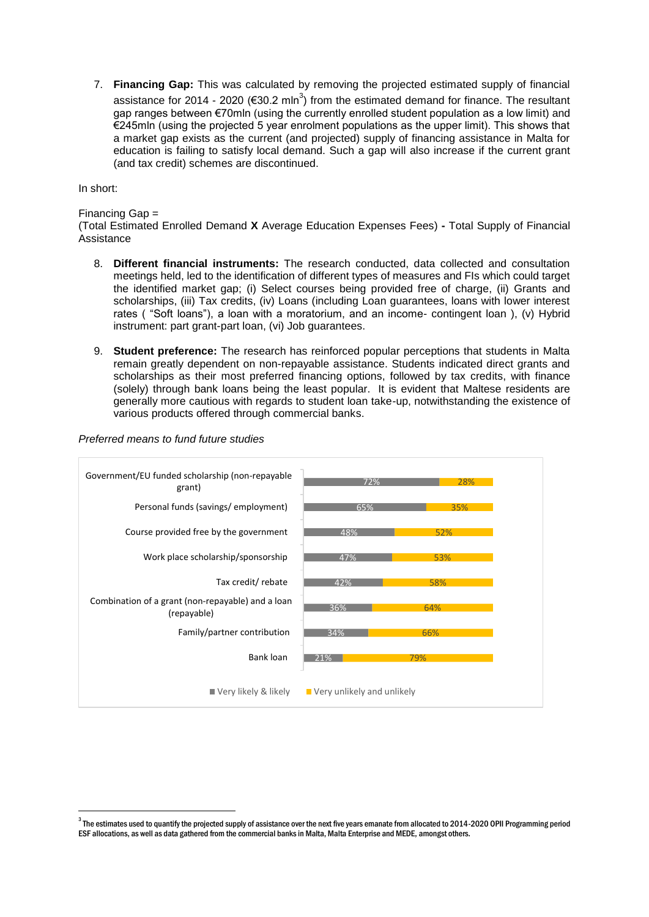7. **Financing Gap:** This was calculated by removing the projected estimated supply of financial assistance for 2014 - 2020 (€30.2 mln[3]) from the estimated demand for finance. The resultant gap ranges between €70mln (using the currently enrolled student population as a low limit) and €245mln (using the projected 5 year enrolment populations as the upper limit). This shows that a market gap exists as the current (and projected) supply of financing assistance in Malta for education is failing to satisfy local demand. Such a gap will also increase if the current grant (and tax credit) schemes are discontinued.

In short:

Financing Gap =
(Total Estimated Enrolled Demand **X** Average Education Expenses Fees) **-** Total Supply of Financial Assistance

8. **Different financial instruments:** The research conducted, data collected and consultation meetings held, led to the identification of different types of measures and FIs which could target the identified market gap; (i) Select courses being provided free of charge, (ii) Grants and scholarships, (iii) Tax credits, (iv) Loans (including Loan guarantees, loans with lower interest rates ( "Soft loans"), a loan with a moratorium, and an income- contingent loan ), (v) Hybrid instrument: part grant-part loan, (vi) Job guarantees.

9. **Student preference:** The research has reinforced popular perceptions that students in Malta remain greatly dependent on non-repayable assistance. Students indicated direct grants and scholarships as their most preferred financing options, followed by tax credits, with finance (solely) through bank loans being the least popular. It is evident that Maltese residents are generally more cautious with regards to student loan take-up, notwithstanding the existence of various products offered through commercial banks.

*Preferred means to fund future studies*

| | Very likely & likely | Very unlikely and unlikely |
|---|---|---|
| Government/EU funded scholarship (non-repayable grant) | 72% | 28% |
| Personal funds (savings/ employment) | 65% | 35% |
| Course provided free by the government | 48% | 52% |
| Work place scholarship/sponsorship | 47% | 53% |
| Tax credit/ rebate | 42% | 58% |
| Combination of a grant (non-repayable) and a loan (repayable) | 36% | 64% |
| Family/partner contribution | 34% | 66% |
| Bank loan | 21% | 79% |

[3] The estimates used to quantify the projected supply of assistance over the next five years emanate from allocated to 2014-2020 OPII Programming period ESF allocations, as well as data gathered from the commercial banks in Malta, Malta Enterprise and MEDE, amongst others.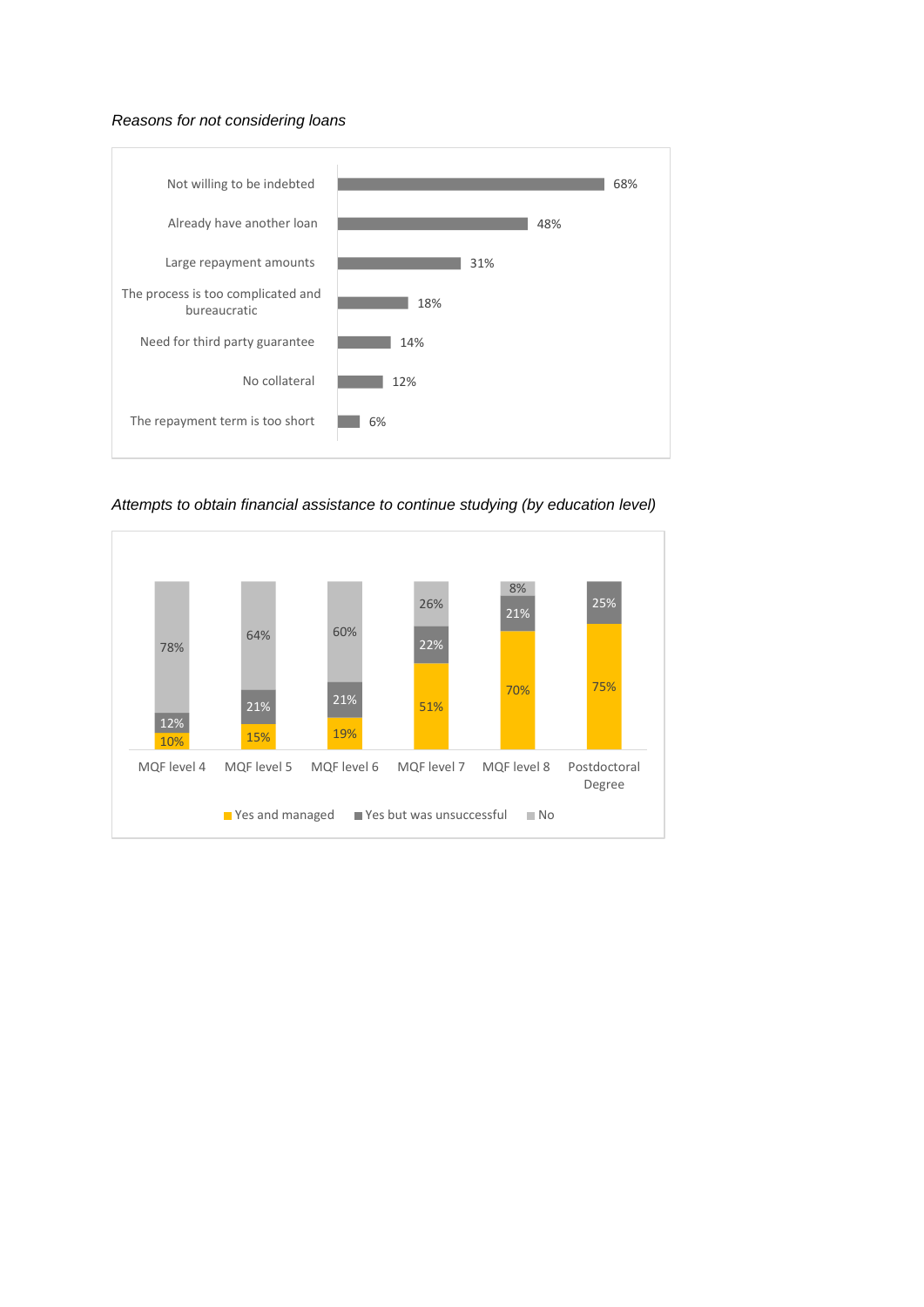*Reasons for not considering loans*

| Reason | % |
|---|---|
| Not willing to be indebted | 68% |
| Already have another loan | 48% |
| Large repayment amounts | 31% |
| The process is too complicated and bureaucratic | 18% |
| Need for third party guarantee | 14% |
| No collateral | 12% |
| The repayment term is too short | 6% |

*Attempts to obtain financial assistance to continue studying (by education level)*

| | MQF level 4 | MQF level 5 | MQF level 6 | MQF level 7 | MQF level 8 | Postdoctoral Degree |
|---|---|---|---|---|---|---|
| Yes and managed | 10% | 15% | 19% | 51% | 70% | 75% |
| Yes but was unsuccessful | 12% | 21% | 21% | 22% | 21% | 25% |
| No | 78% | 64% | 60% | 26% | 8% | |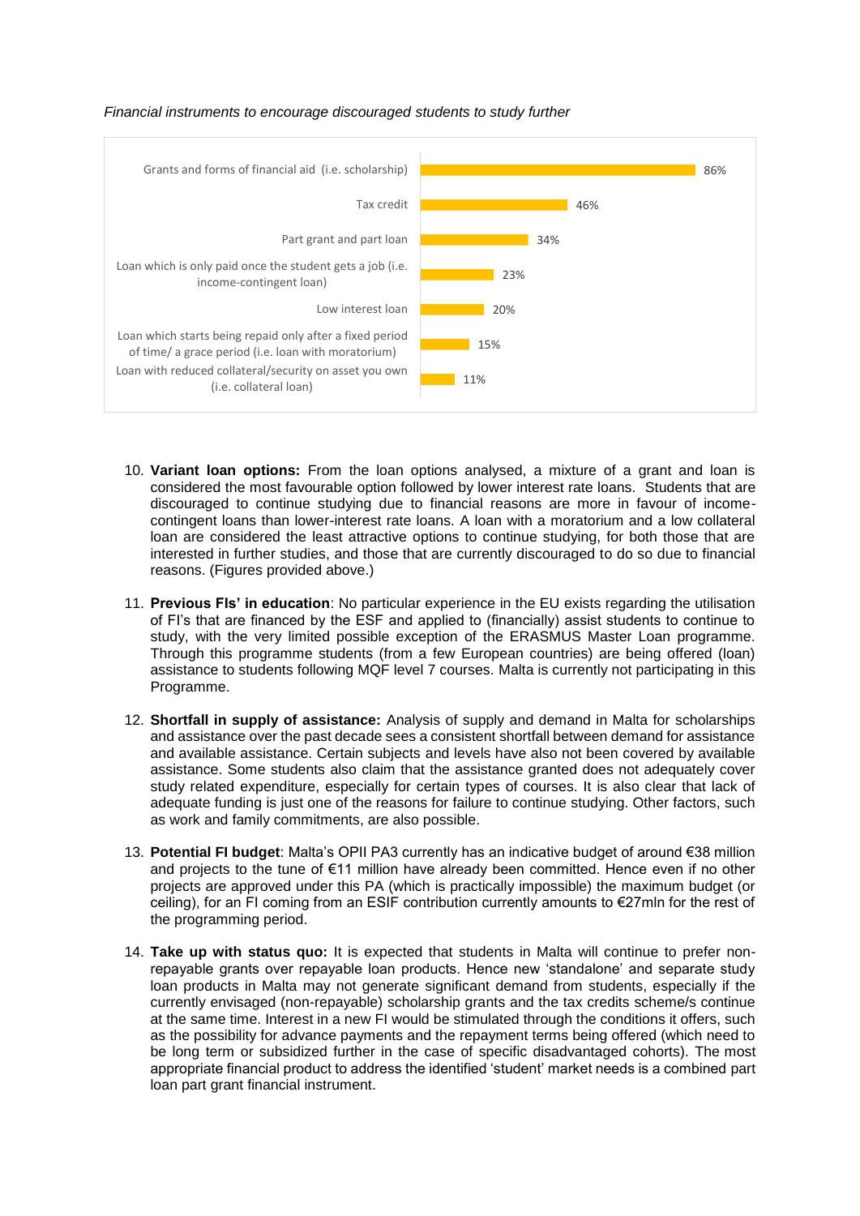*Financial instruments to encourage discouraged students to study further*

| Financial instrument | % |
|---|---|
| Grants and forms of financial aid (i.e. scholarship) | 86% |
| Tax credit | 46% |
| Part grant and part loan | 34% |
| Loan which is only paid once the student gets a job (i.e. income-contingent loan) | 23% |
| Low interest loan | 20% |
| Loan which starts being repaid only after a fixed period of time/ a grace period (i.e. loan with moratorium) | 15% |
| Loan with reduced collateral/security on asset you own (i.e. collateral loan) | 11% |

10. **Variant loan options:** From the loan options analysed, a mixture of a grant and loan is considered the most favourable option followed by lower interest rate loans. Students that are discouraged to continue studying due to financial reasons are more in favour of income-contingent loans than lower-interest rate loans. A loan with a moratorium and a low collateral loan are considered the least attractive options to continue studying, for both those that are interested in further studies, and those that are currently discouraged to do so due to financial reasons. (Figures provided above.)

11. **Previous FIs' in education**: No particular experience in the EU exists regarding the utilisation of FI's that are financed by the ESF and applied to (financially) assist students to continue to study, with the very limited possible exception of the ERASMUS Master Loan programme. Through this programme students (from a few European countries) are being offered (loan) assistance to students following MQF level 7 courses. Malta is currently not participating in this Programme.

12. **Shortfall in supply of assistance:** Analysis of supply and demand in Malta for scholarships and assistance over the past decade sees a consistent shortfall between demand for assistance and available assistance. Certain subjects and levels have also not been covered by available assistance. Some students also claim that the assistance granted does not adequately cover study related expenditure, especially for certain types of courses. It is also clear that lack of adequate funding is just one of the reasons for failure to continue studying. Other factors, such as work and family commitments, are also possible.

13. **Potential FI budget**: Malta's OPII PA3 currently has an indicative budget of around €38 million and projects to the tune of €11 million have already been committed. Hence even if no other projects are approved under this PA (which is practically impossible) the maximum budget (or ceiling), for an FI coming from an ESIF contribution currently amounts to €27mln for the rest of the programming period.

14. **Take up with status quo:** It is expected that students in Malta will continue to prefer non-repayable grants over repayable loan products. Hence new 'standalone' and separate study loan products in Malta may not generate significant demand from students, especially if the currently envisaged (non-repayable) scholarship grants and the tax credits scheme/s continue at the same time. Interest in a new FI would be stimulated through the conditions it offers, such as the possibility for advance payments and the repayment terms being offered (which need to be long term or subsidized further in the case of specific disadvantaged cohorts). The most appropriate financial product to address the identified 'student' market needs is a combined part loan part grant financial instrument.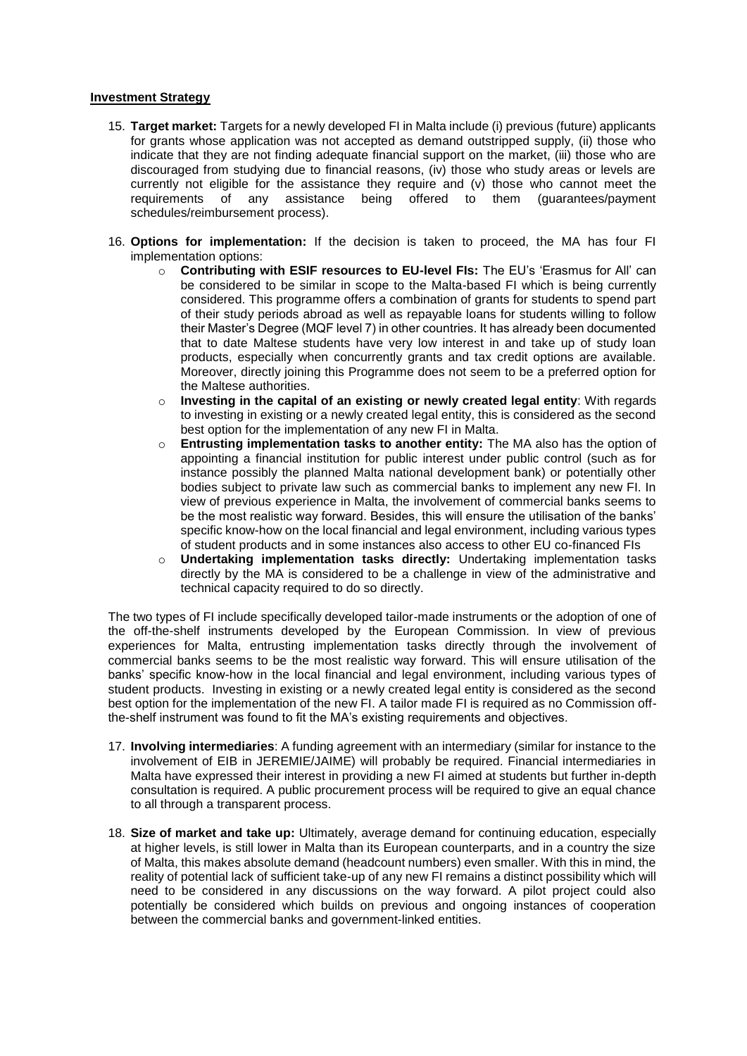**Investment Strategy**

15. **Target market:** Targets for a newly developed FI in Malta include (i) previous (future) applicants for grants whose application was not accepted as demand outstripped supply, (ii) those who indicate that they are not finding adequate financial support on the market, (iii) those who are discouraged from studying due to financial reasons, (iv) those who study areas or levels are currently not eligible for the assistance they require and (v) those who cannot meet the requirements of any assistance being offered to them (guarantees/payment schedules/reimbursement process).

16. **Options for implementation:** If the decision is taken to proceed, the MA has four FI implementation options:
    - **Contributing with ESIF resources to EU-level FIs:** The EU's 'Erasmus for All' can be considered to be similar in scope to the Malta-based FI which is being currently considered. This programme offers a combination of grants for students to spend part of their study periods abroad as well as repayable loans for students willing to follow their Master's Degree (MQF level 7) in other countries. It has already been documented that to date Maltese students have very low interest in and take up of study loan products, especially when concurrently grants and tax credit options are available. Moreover, directly joining this Programme does not seem to be a preferred option for the Maltese authorities.
    - **Investing in the capital of an existing or newly created legal entity**: With regards to investing in existing or a newly created legal entity, this is considered as the second best option for the implementation of any new FI in Malta.
    - **Entrusting implementation tasks to another entity:** The MA also has the option of appointing a financial institution for public interest under public control (such as for instance possibly the planned Malta national development bank) or potentially other bodies subject to private law such as commercial banks to implement any new FI. In view of previous experience in Malta, the involvement of commercial banks seems to be the most realistic way forward. Besides, this will ensure the utilisation of the banks' specific know-how on the local financial and legal environment, including various types of student products and in some instances also access to other EU co-financed FIs
    - **Undertaking implementation tasks directly:** Undertaking implementation tasks directly by the MA is considered to be a challenge in view of the administrative and technical capacity required to do so directly.

The two types of FI include specifically developed tailor-made instruments or the adoption of one of the off-the-shelf instruments developed by the European Commission. In view of previous experiences for Malta, entrusting implementation tasks directly through the involvement of commercial banks seems to be the most realistic way forward. This will ensure utilisation of the banks' specific know-how in the local financial and legal environment, including various types of student products. Investing in existing or a newly created legal entity is considered as the second best option for the implementation of the new FI. A tailor made FI is required as no Commission off-the-shelf instrument was found to fit the MA's existing requirements and objectives.

17. **Involving intermediaries**: A funding agreement with an intermediary (similar for instance to the involvement of EIB in JEREMIE/JAIME) will probably be required. Financial intermediaries in Malta have expressed their interest in providing a new FI aimed at students but further in-depth consultation is required. A public procurement process will be required to give an equal chance to all through a transparent process.

18. **Size of market and take up:** Ultimately, average demand for continuing education, especially at higher levels, is still lower in Malta than its European counterparts, and in a country the size of Malta, this makes absolute demand (headcount numbers) even smaller. With this in mind, the reality of potential lack of sufficient take-up of any new FI remains a distinct possibility which will need to be considered in any discussions on the way forward. A pilot project could also potentially be considered which builds on previous and ongoing instances of cooperation between the commercial banks and government-linked entities.